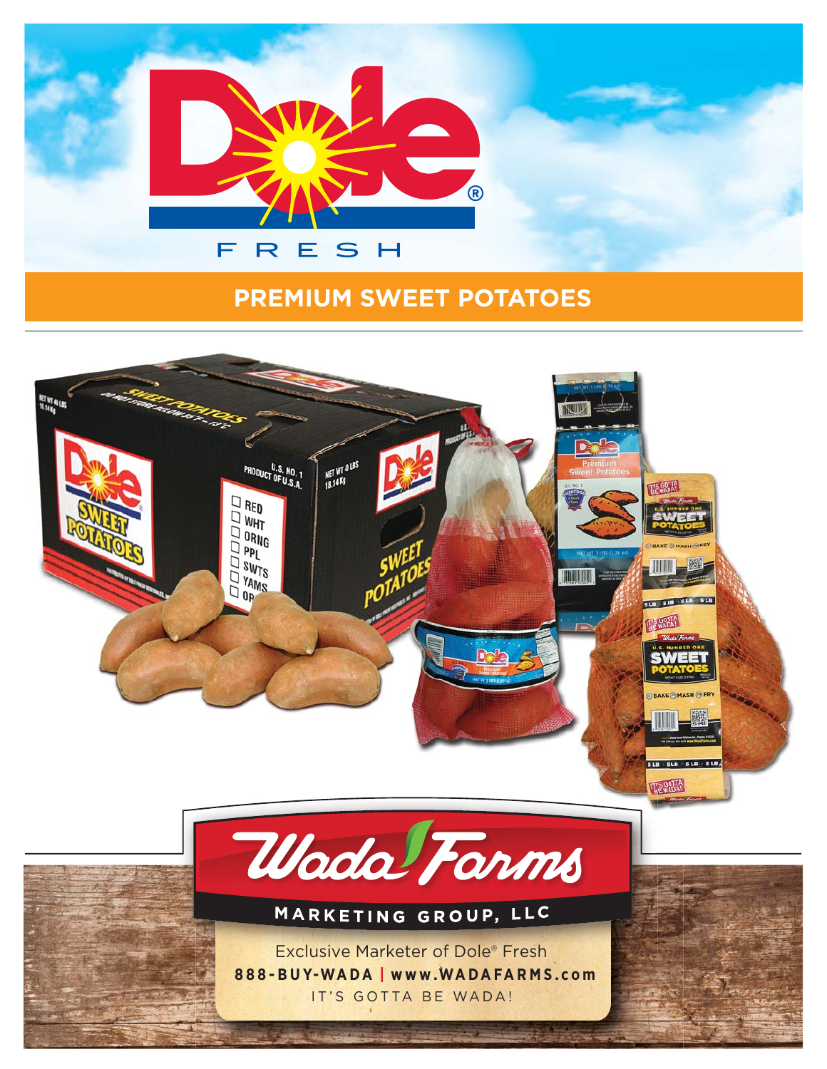# Dole FRESH

## PREMIUM SWEET POTATOES

Wada Farms

MARKETING GROUP, LLC

Exclusive Marketer of Dole® Fresh

**888-BUY-WADA | www.WADAFARMS.com**

IT'S GOTTA BE WADA!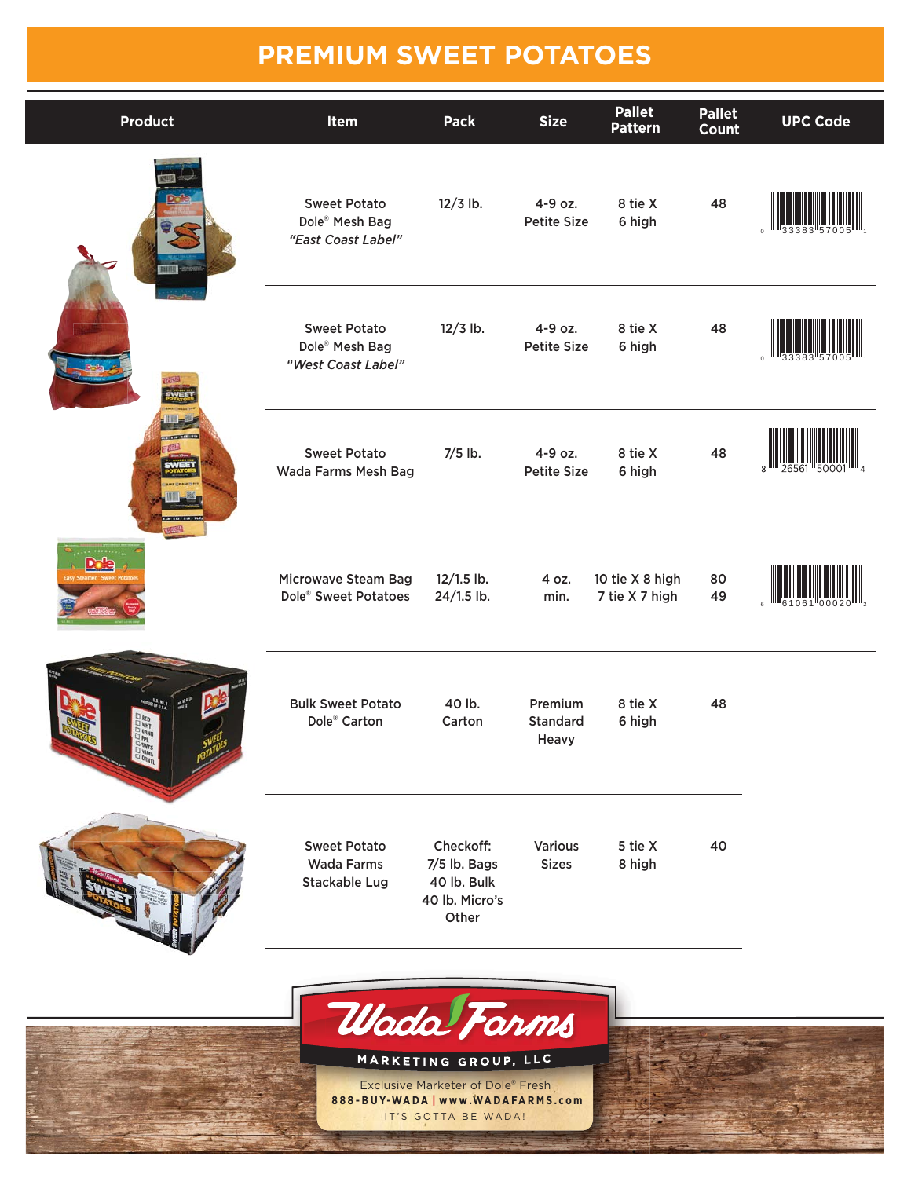# PREMIUM SWEET POTATOES

| Product | Item | Pack | Size | Pallet Pattern | Pallet Count | UPC Code |
|---|---|---|---|---|---|---|
| | Sweet Potato Dole® Mesh Bag *"East Coast Label"* | 12/3 lb. | 4-9 oz. Petite Size | 8 tie X 6 high | 48 | 0 33383 57005 1 |
| | Sweet Potato Dole® Mesh Bag *"West Coast Label"* | 12/3 lb. | 4-9 oz. Petite Size | 8 tie X 6 high | 48 | 0 33383 57005 1 |
| | Sweet Potato Wada Farms Mesh Bag | 7/5 lb. | 4-9 oz. Petite Size | 8 tie X 6 high | 48 | 8 26561 50001 4 |
| | Microwave Steam Bag Dole® Sweet Potatoes | 12/1.5 lb. 24/1.5 lb. | 4 oz. min. | 10 tie X 8 high 7 tie X 7 high | 80 49 | 6 61061 00020 2 |
| | Bulk Sweet Potato Dole® Carton | 40 lb. Carton | Premium Standard Heavy | 8 tie X 6 high | 48 | |
| | Sweet Potato Wada Farms Stackable Lug | Checkoff: 7/5 lb. Bags 40 lb. Bulk 40 lb. Micro's Other | Various Sizes | 5 tie X 8 high | 40 | |

Wada Farms

MARKETING GROUP, LLC

Exclusive Marketer of Dole® Fresh

888-BUY-WADA | www.WADAFARMS.com

IT'S GOTTA BE WADA!